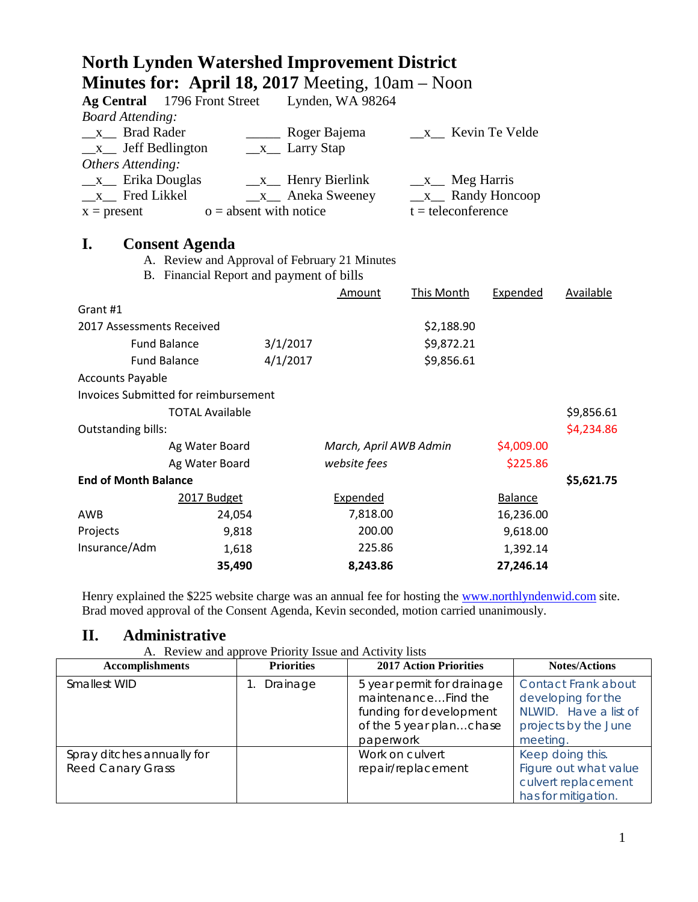# North Lynden Watershed Improvement District

## Minutes for: April 18, 2017 Meeting, 10am – Noon

**Ag Central** 1796 Front Street Lynden, WA 98264

*Board Attending:*

| | | |
|---|---|---|
| \_\_x\_\_ Brad Rader | \_\_\_\_\_ Roger Bajema | \_\_x\_\_ Kevin Te Velde |
| \_\_x\_\_ Jeff Bedlington | \_\_x\_\_ Larry Stap | |

*Others Attending:*

| | | |
|---|---|---|
| \_\_x\_\_ Erika Douglas | \_\_x\_\_ Henry Bierlink | \_\_x\_\_ Meg Harris |
| \_\_x\_\_ Fred Likkel | \_\_x\_\_ Aneka Sweeney | \_\_x\_\_ Randy Honcoop |
| x = present | o = absent with notice | t = teleconference |

## I. Consent Agenda

A. Review and Approval of February 21 Minutes

B. Financial Report and payment of bills

| | | Amount | This Month | Expended | Available |
|---|---|---|---|---|---|
| Grant #1 | | | | | |
| 2017 Assessments Received | | | $2,188.90 | | |
| Fund Balance | 3/1/2017 | | $9,872.21 | | |
| Fund Balance | 4/1/2017 | | $9,856.61 | | |
| Accounts Payable | | | | | |
| Invoices Submitted for reimbursement | | | | | |
| TOTAL Available | | | | | $9,856.61 |
| Outstanding bills: | | | | | $4,234.86 |
| Ag Water Board | | *March, April AWB Admin* | | $4,009.00 | |
| Ag Water Board | | *website fees* | | $225.86 | |
| **End of Month Balance** | | | | | **$5,621.75** |

| | 2017 Budget | Expended | Balance |
|---|---|---|---|
| AWB | 24,054 | 7,818.00 | 16,236.00 |
| Projects | 9,818 | 200.00 | 9,618.00 |
| Insurance/Adm | 1,618 | 225.86 | 1,392.14 |
| | **35,490** | **8,243.86** | **27,246.14** |

Henry explained the $225 website charge was an annual fee for hosting the www.northlyndenwid.com site. Brad moved approval of the Consent Agenda, Kevin seconded, motion carried unanimously.

## II. Administrative

A. Review and approve Priority Issue and Activity lists

| Accomplishments | Priorities | 2017 Action Priorities | Notes/Actions |
|---|---|---|---|
| Smallest WID | 1. Drainage | 5 year permit for drainage maintenance…Find the funding for development of the 5 year plan…chase paperwork | Contact Frank about developing for the NLWID. Have a list of projects by the June meeting. |
| Spray ditches annually for Reed Canary Grass | | Work on culvert repair/replacement | Keep doing this. Figure out what value culvert replacement has for mitigation. |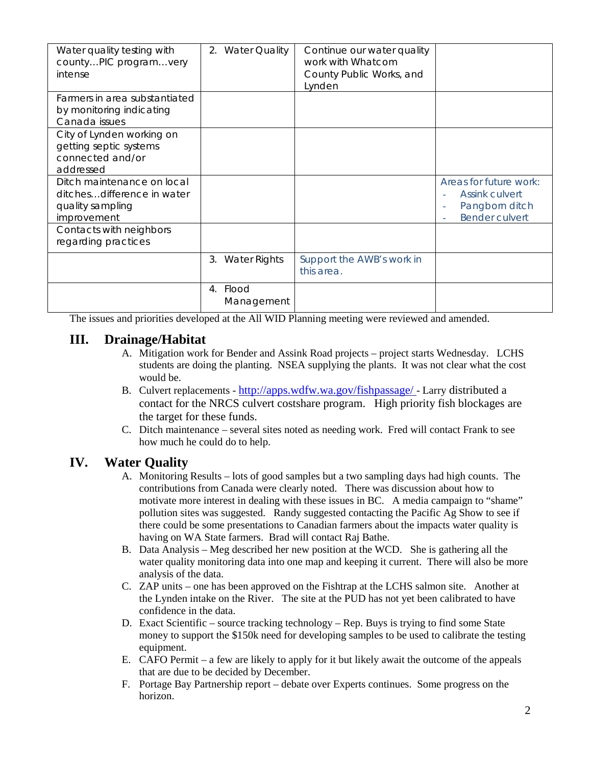| | | | |
|---|---|---|---|
| Water quality testing with county…PIC program…very intense | 2. Water Quality | Continue our water quality work with Whatcom County Public Works, and Lynden | |
| Farmers in area substantiated by monitoring indicating Canada issues | | | |
| City of Lynden working on getting septic systems connected and/or addressed | | | |
| Ditch maintenance on local ditches…difference in water quality sampling improvement | | | Areas for future work:<br>- Assink culvert<br>- Pangborn ditch<br>- Bender culvert |
| Contacts with neighbors regarding practices | | | |
| | 3. Water Rights | Support the AWB's work in this area. | |
| | 4. Flood Management | | |

The issues and priorities developed at the All WID Planning meeting were reviewed and amended.

## III. Drainage/Habitat

A. Mitigation work for Bender and Assink Road projects – project starts Wednesday. LCHS students are doing the planting. NSEA supplying the plants. It was not clear what the cost would be.

B. Culvert replacements - http://apps.wdfw.wa.gov/fishpassage/ - Larry distributed a contact for the NRCS culvert costshare program. High priority fish blockages are the target for these funds.

C. Ditch maintenance – several sites noted as needing work. Fred will contact Frank to see how much he could do to help.

## IV. Water Quality

A. Monitoring Results – lots of good samples but a two sampling days had high counts. The contributions from Canada were clearly noted. There was discussion about how to motivate more interest in dealing with these issues in BC. A media campaign to "shame" pollution sites was suggested. Randy suggested contacting the Pacific Ag Show to see if there could be some presentations to Canadian farmers about the impacts water quality is having on WA State farmers. Brad will contact Raj Bathe.

B. Data Analysis – Meg described her new position at the WCD. She is gathering all the water quality monitoring data into one map and keeping it current. There will also be more analysis of the data.

C. ZAP units – one has been approved on the Fishtrap at the LCHS salmon site. Another at the Lynden intake on the River. The site at the PUD has not yet been calibrated to have confidence in the data.

D. Exact Scientific – source tracking technology – Rep. Buys is trying to find some State money to support the $150k need for developing samples to be used to calibrate the testing equipment.

E. CAFO Permit – a few are likely to apply for it but likely await the outcome of the appeals that are due to be decided by December.

F. Portage Bay Partnership report – debate over Experts continues. Some progress on the horizon.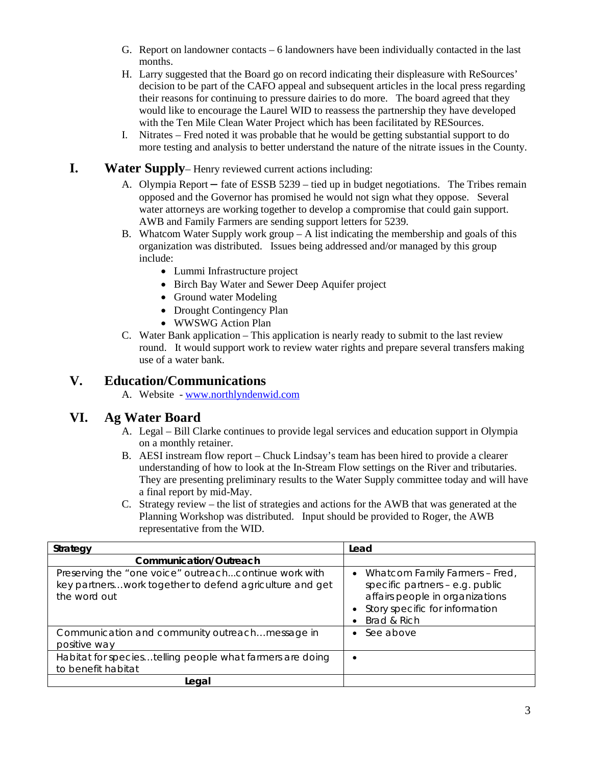G. Report on landowner contacts – 6 landowners have been individually contacted in the last months.

H. Larry suggested that the Board go on record indicating their displeasure with ReSources' decision to be part of the CAFO appeal and subsequent articles in the local press regarding their reasons for continuing to pressure dairies to do more. The board agreed that they would like to encourage the Laurel WID to reassess the partnership they have developed with the Ten Mile Clean Water Project which has been facilitated by RESources.

I. Nitrates – Fred noted it was probable that he would be getting substantial support to do more testing and analysis to better understand the nature of the nitrate issues in the County.

## I. Water Supply – Henry reviewed current actions including:

A. Olympia Report – fate of ESSB 5239 – tied up in budget negotiations. The Tribes remain opposed and the Governor has promised he would not sign what they oppose. Several water attorneys are working together to develop a compromise that could gain support. AWB and Family Farmers are sending support letters for 5239.

B. Whatcom Water Supply work group – A list indicating the membership and goals of this organization was distributed. Issues being addressed and/or managed by this group include:

- Lummi Infrastructure project
- Birch Bay Water and Sewer Deep Aquifer project
- Ground water Modeling
- Drought Contingency Plan
- WWSWG Action Plan

C. Water Bank application – This application is nearly ready to submit to the last review round. It would support work to review water rights and prepare several transfers making use of a water bank.

## V. Education/Communications

A. Website - www.northlyndenwid.com

## VI. Ag Water Board

A. Legal – Bill Clarke continues to provide legal services and education support in Olympia on a monthly retainer.

B. AESI instream flow report – Chuck Lindsay's team has been hired to provide a clearer understanding of how to look at the In-Stream Flow settings on the River and tributaries. They are presenting preliminary results to the Water Supply committee today and will have a final report by mid-May.

C. Strategy review – the list of strategies and actions for the AWB that was generated at the Planning Workshop was distributed. Input should be provided to Roger, the AWB representative from the WID.

| Strategy | Lead |
|---|---|
| **Communication/Outreach** | |
| Preserving the "one voice" outreach…continue work with key partners…work together to defend agriculture and get the word out | • Whatcom Family Farmers – Fred, specific partners – e.g. public affairs people in organizations<br>• Story specific for information<br>• Brad & Rich |
| Communication and community outreach…message in positive way | • See above |
| Habitat for species…telling people what farmers are doing to benefit habitat | • |
| **Legal** | |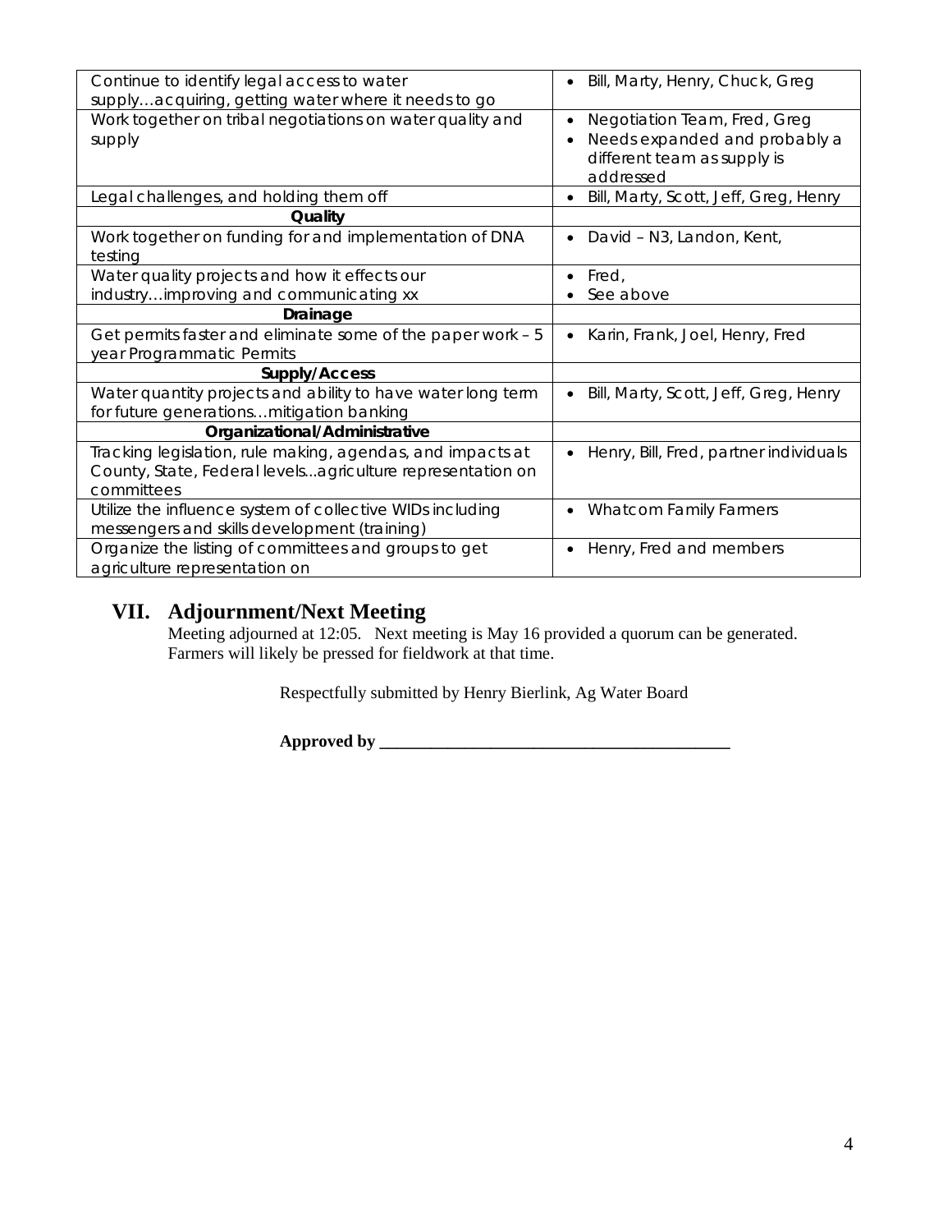| | |
|---|---|
| Continue to identify legal access to water supply…acquiring, getting water where it needs to go | • Bill, Marty, Henry, Chuck, Greg |
| Work together on tribal negotiations on water quality and supply | • Negotiation Team, Fred, Greg<br>• Needs expanded and probably a different team as supply is addressed |
| Legal challenges, and holding them off | • Bill, Marty, Scott, Jeff, Greg, Henry |
| **Quality** | |
| Work together on funding for and implementation of DNA testing | • David – N3, Landon, Kent, |
| Water quality projects and how it effects our industry…improving and communicating xx | • Fred,<br>• See above |
| **Drainage** | |
| Get permits faster and eliminate some of the paper work – 5 year Programmatic Permits | • Karin, Frank, Joel, Henry, Fred |
| **Supply/Access** | |
| Water quantity projects and ability to have water long term for future generations…mitigation banking | • Bill, Marty, Scott, Jeff, Greg, Henry |
| **Organizational/Administrative** | |
| Tracking legislation, rule making, agendas, and impacts at County, State, Federal levels...agriculture representation on committees | • Henry, Bill, Fred, partner individuals |
| Utilize the influence system of collective WIDs including messengers and skills development (training) | • Whatcom Family Farmers |
| Organize the listing of committees and groups to get agriculture representation on | • Henry, Fred and members |

## VII. Adjournment/Next Meeting

Meeting adjourned at 12:05. Next meeting is May 16 provided a quorum can be generated. Farmers will likely be pressed for fieldwork at that time.

Respectfully submitted by Henry Bierlink, Ag Water Board

**Approved by \_\_\_\_\_\_\_\_\_\_\_\_\_\_\_\_\_\_\_\_\_\_\_\_\_\_\_\_\_\_\_\_\_\_\_\_\_\_\_\_\_\_**